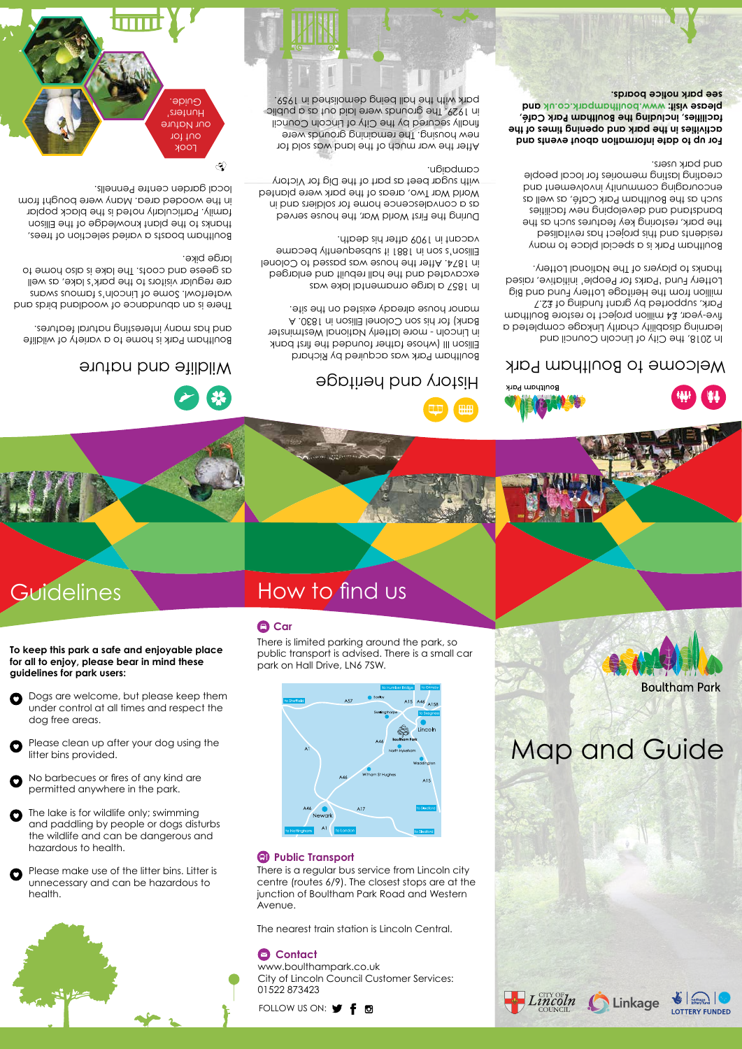# Map and Guide

Boultham Park

## Welcome to Boultham Park

In 2018, the City of Lincoln Council and learning disability charity Linkage completed a five-year, £4 million project to restore Boultham Park, supported by grant funding of £2.7 million from the Heritage Lottery Fund and Big Lottery Fund 'Parks for People' initiative, raised thanks to players of the National Lottery.

Boultham Park is a special place to many residents and this project has revitalised the park, restoring key features such as the bandstand and developing new facilities such as the Boultham Park Café, as well as encouraging community involvement and creating lasting memories for local people and park users.

**For up to date information about events and activities in the park and opening times of the facilities, including the Boultham Park Café, please visit: www.boulthampark.co.uk and see park notice boards.**

## History and heritage

Boultham Park was acquired by Richard Ellison III (whose father founded the first bank in Lincoln - more latterly National Westminster Bank) for his son Colonel Ellison in 1830. A manor house already existed on the site.

In 1857 a large ornamental lake was excavated and the hall rebuilt and enlarged in 1874. After that the house was passed to Colonel Ellison's son in 1881 it subsequently became vacant in 1909 after his death.

During the First World War, the house served as a convalescence home for soldiers and in World War Two, areas of the park were planted with sugar beet as part of the Dig for Victory campaign.

After the war much of the land was sold for new housing. The remaining grounds were finally secured by the City of Lincoln Council in 1929. The grounds were laid out as a public park with the hall being demolished in 1959.

## Wildlife and nature

Boultham Park is home to a variety of wildlife and has many interesting natural features.

There is an abundance of woodland birds and waterfowl. Some of Lincoln's famous swans are regular visitors to the park's lake, as well as geese and coots. The lake is also home to large pike.

Boultham boasts a varied selection of trees, thanks to the plant knowledge of the Ellison family. Particularly noted is the black poplar in the wooded area. Many were bought from local garden centre Pennells.

Look out for our Nature Hunters' Guide.

## Guidelines

**To keep this park a safe and enjoyable place for all to enjoy, please bear in mind these guidelines for park users:**

- Dogs are welcome, but please keep them under control at all times and respect the dog free areas.
- Please clean up after your dog using the litter bins provided.
- No barbecues or fires of any kind are permitted anywhere in the park.
- The lake is for wildlife only; swimming and paddling by people or dogs disturbs the wildlife and can be dangerous and hazardous to health.
- Please make use of the litter bins. Litter is unnecessary and can be hazardous to health.

## How to find us

### Car

There is limited parking around the park, so public transport is advised. There is a small car park on Hall Drive, LN6 7SW.

### Public Transport

There is a regular bus service from Lincoln city centre (routes 6/9). The closest stops are at the junction of Boultham Park Road and Western Avenue.

The nearest train station is Lincoln Central.

### Contact

www.boulthampark.co.uk
City of Lincoln Council Customer Services: 01522 873423

FOLLOW US ON:

City of Lincoln Council | Linkage | Lottery Funded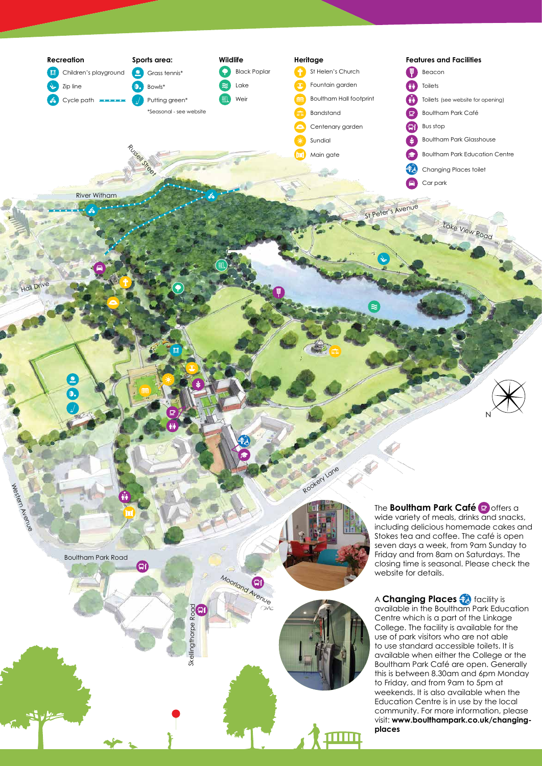**Recreation**

- Children's playground
- Zip line
- Cycle path

**Sports area:**

- Grass tennis*
- Bowls*
- Putting green*

*Seasonal - see website

**Wildlife**

- Black Poplar
- Lake
- Weir

**Heritage**

- St Helen's Church
- Fountain garden
- Boultham Hall footprint
- Bandstand
- Centenary garden
- Sundial
- Main gate

**Features and Facilities**

- Beacon
- Toilets
- Toilets (see website for opening)
- Boultham Park Café
- Bus stop
- Boultham Park Glasshouse
- Boultham Park Education Centre
- Changing Places toilet
- Car park

Russell Street

River Witham

St Peter's Avenue

Lake View Road

Hall Drive

N

Rookery Lane

Western Avenue

Boultham Park Road

Moorland Avenue

Skellingthorpe Road

The **Boultham Park Café** offers a wide variety of meals, drinks and snacks, including delicious homemade cakes and Stokes tea and coffee. The café is open seven days a week, from 9am Sunday to Friday and from 8am on Saturdays. The closing time is seasonal. Please check the website for details.

A **Changing Places** facility is available in the Boultham Park Education Centre which is a part of the Linkage College. The facility is available for the use of park visitors who are not able to use standard accessible toilets. It is available when either the College or the Boultham Park Café are open. Generally this is between 8.30am and 6pm Monday to Friday, and from 9am to 5pm at weekends. It is also available when the Education Centre is in use by the local community. For more information, please visit: **www.boulthampark.co.uk/changing-places**